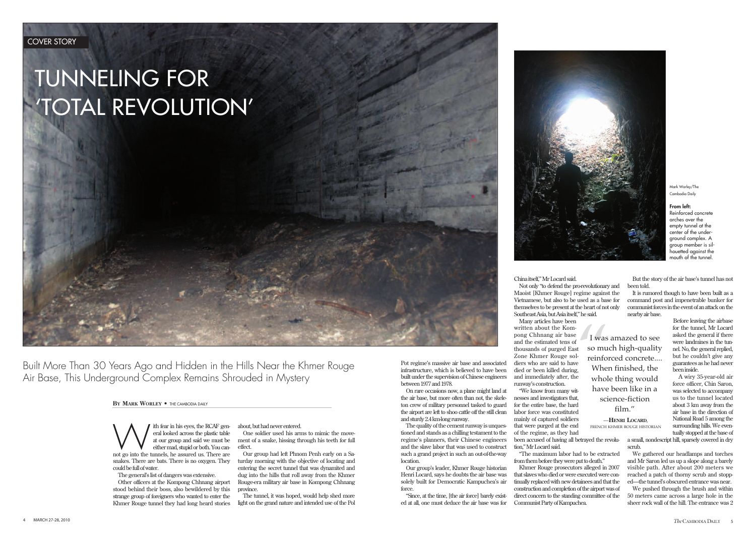COVER STORY

# TUNNELING FOR 'TOTAL REVOLUTION'

Built More Than 30 Years Ago and Hidden in the Hills Near the Khmer Rouge Air Base, This Underground Complex Remains Shrouded in Mystery

**BY MARK WORLEY** • THE CAMBODIA DAILY

Mark Worley/The Cambodia Daily

**From left:** Reinforced concrete arches over the empty tunnel at the center of the underground complex. A group member is silhouetted against the mouth of the tunnel.

With fear in his eyes, the RCAF general looked across the plastic table at our group and said we must be either mad, stupid or both. You cannot go into the tunnels, he assured us. There are snakes. There are bats. There is no oxygen. They could be full of water.

The general's list of dangers was extensive.

Other officers at the Kompong Chhnang airport stood behind their boss, also bewildered by this strange group of foreigners who wanted to enter the Khmer Rouge tunnel they had long heard stories about, but had never entered.

One soldier used his arms to mimic the movement of a snake, hissing through his teeth for full effect.

Our group had left Phnom Penh early on a Saturday morning with the objective of locating and entering the secret tunnel that was dynamited and dug into the hills that roll away from the Khmer Rouge-era military air base in Kompong Chhnang province.

The tunnel, it was hoped, would help shed more light on the grand nature and intended use of the Pol Pot regime's massive air base and associated infrastructure, which is believed to have been built under the supervision of Chinese engineers between 1977 and 1978.

On rare occasions now, a plane might land at the air base, but more often than not, the skeleton crew of military personnel tasked to guard the airport are left to shoo cattle off the still clean and sturdy 2.4 km-long runway.

The quality of the cement runway is unquestioned and stands as a chilling testament to the regime's planners, their Chinese engineers and the slave labor that was used to construct such a grand project in such an out-of-the-way location.

Our group's leader, Khmer Rouge historian Henri Locard, says he doubts the air base was solely built for Democratic Kampuchea's air force.

"Since, at the time, [the air force] barely existed at all, one must deduce the air base was for China itself," Mr Locard said.

Not only "to defend the pro-revolutionary and Maoist [Khmer Rouge] regime against the Vietnamese, but also to be used as a base for themselves to be present at the heart of not only Southeast Asia, but Asia itself," he said.

Many articles have been written about the Kompong Chhnang air base and the estimated tens of thousands of purged East Zone Khmer Rouge soldiers who are said to have died or been killed during, and immediately after, the runway's construction.

"We know from many witnesses and investigators that, for the entire base, the hard labor force was constituted mainly of captured soldiers that were purged at the end of the regime, as they had been accused of having all betrayed the revolution," Mr Locard said.

> "I was amazed to see so much high-quality reinforced concrete.... When finished, the whole thing would have been like in a science-fiction film."
>
> —**HENRI LOCARD**, FRENCH KHMER ROUGE HISTORIAN

"The maximum labor had to be extracted from them before they were put to death."

Khmer Rouge prosecutors alleged in 2007 that slaves who died or were executed were continually replaced with new detainees and that the construction and completion of the airport was of direct concern to the standing committee of the Communist Party of Kampuchea.

But the story of the air base's tunnel has not been told.

It is rumored though to have been built as a command post and impenetrable bunker for communist forces in the event of an attack on the nearby air base.

Before leaving the airbase for the tunnel, Mr Locard asked the general if there were landmines in the tunnel. No, the general replied, but he couldn't give any guarantees as he had never been inside.

A wiry 35-year-old air force officer, Chin Saron, was selected to accompany us to the tunnel located about 3 km away from the air base in the direction of National Road 5 among the surrounding hills. We eventually stopped at the base of a small, nondescript hill, sparsely covered in dry scrub.

We gathered our headlamps and torches and Mr Saron led us up a slope along a barely visible path. After about 200 meters we reached a patch of thorny scrub and stopped—the tunnel's obscured entrance was near.

We pushed through the brush and within 50 meters came across a large hole in the sheer rock wall of the hill. The entrance was 2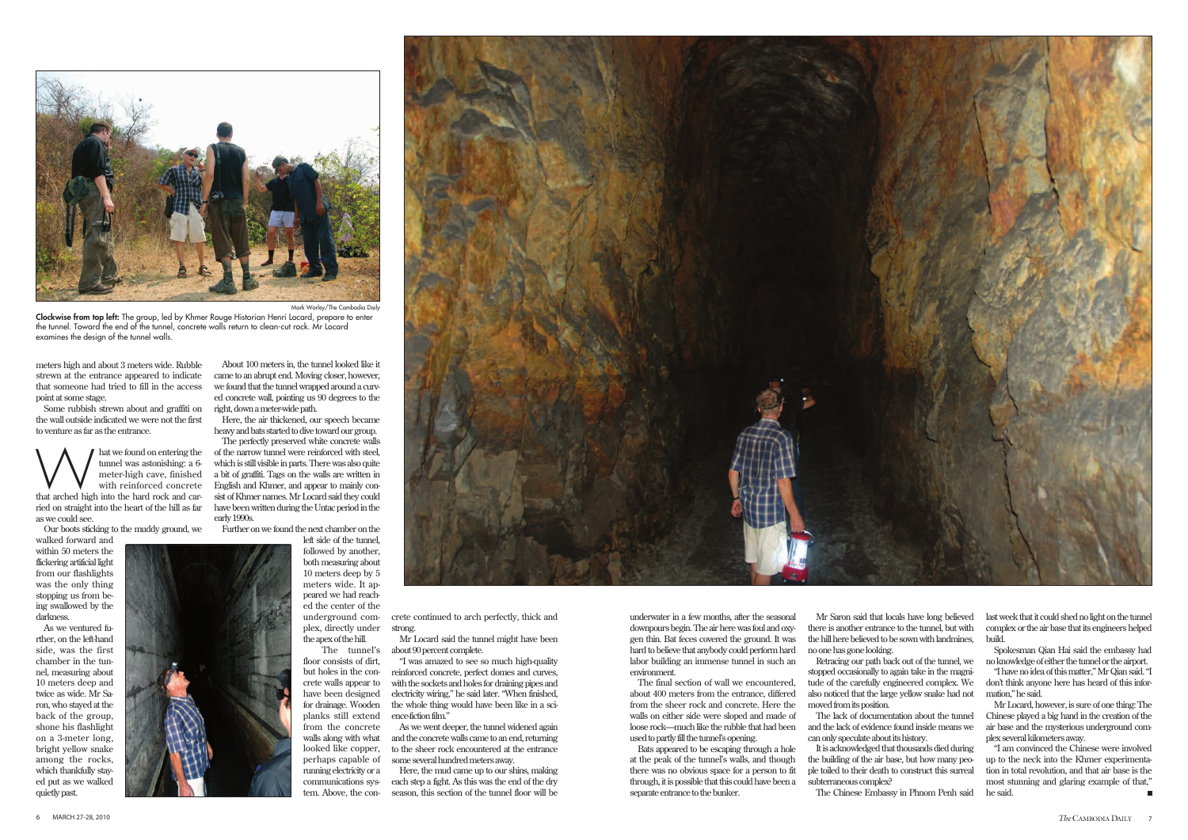Mark Worley/The Cambodia Daily

**Clockwise from top left:** The group, led by Khmer Rouge Historian Henri Locard, prepare to enter the tunnel. Toward the end of the tunnel, concrete walls return to clean-cut rock. Mr Locard examines the design of the tunnel walls.

meters high and about 3 meters wide. Rubble strewn at the entrance appeared to indicate that someone had tried to fill in the access point at some stage.

Some rubbish strewn about and graffiti on the wall outside indicated we were not the first to venture as far as the entrance.

What we found on entering the tunnel was astonishing: a 6-meter-high cave, finished with reinforced concrete that arched high into the hard rock and carried on straight into the heart of the hill as far as we could see.

Our boots sticking to the muddy ground, we walked forward and within 50 meters the flickering artificial light from our flashlights was the only thing stopping us from being swallowed by the darkness.

As we ventured further, on the left-hand side, was the first chamber in the tunnel, measuring about 10 meters deep and twice as wide. Mr Saron, who stayed at the back of the group, shone his flashlight on a 3-meter long, bright yellow snake among the rocks, which thankfully stayed put as we walked quietly past.

About 100 meters in, the tunnel looked like it came to an abrupt end. Moving closer, however, we found that the tunnel wrapped around a curved concrete wall, pointing us 90 degrees to the right, down a meter-wide path.

Here, the air thickened, our speech became heavy and bats started to dive toward our group.

The perfectly preserved white concrete walls of the narrow tunnel were reinforced with steel, which is still visible in parts. There was also quite a bit of graffiti. Tags on the walls are written in English and Khmer, and appear to mainly consist of Khmer names. Mr Locard said they could have been written during the Untac period in the early 1990s.

Further on we found the next chamber on the left side of the tunnel, followed by another, both measuring about 10 meters deep by 5 meters wide. It appeared we had reached the center of the underground complex, directly under the apex of the hill.

The tunnel's floor consists of dirt, but holes in the concrete walls appear to have been designed for drainage. Wooden planks still extend from the concrete walls along with what looked like copper, perhaps capable of running electricity or a communications system. Above, the concrete continued to arch perfectly, thick and strong.

Mr Locard said the tunnel might have been about 90 percent complete.

"I was amazed to see so much high-quality reinforced concrete, perfect domes and curves, with the sockets and holes for draining pipes and electricity wiring," he said later. "When finished, the whole thing would have been like in a science-fiction film."

As we went deeper, the tunnel widened again and the concrete walls came to an end, returning to the sheer rock encountered at the entrance some several hundred meters away.

Here, the mud came up to our shins, making each step a fight. As this was the end of the dry season, this section of the tunnel floor will be underwater in a few months, after the seasonal downpours begin. The air here was foul and oxygen thin. Bat feces covered the ground. It was hard to believe that anybody could perform hard labor building an immense tunnel in such an environment.

The final section of wall we encountered, about 400 meters from the entrance, differed from the sheer rock and concrete. Here the walls on either side were sloped and made of loose rock—much like the rubble that had been used to partly fill the tunnel's opening.

Bats appeared to be escaping through a hole at the peak of the tunnel's walls, and though there was no obvious space for a person to fit through, it is possible that this could have been a separate entrance to the bunker.

Mr Saron said that locals have long believed there is another entrance to the tunnel, but with the hill here believed to be sown with landmines, no one has gone looking.

Retracing our path back out of the tunnel, we stopped occasionally to again take in the magnitude of the carefully engineered complex. We also noticed that the large yellow snake had not moved from its position.

The lack of documentation about the tunnel and the lack of evidence found inside means we can only speculate about its history.

It is acknowledged that thousands died during the building of the air base, but how many people toiled to their death to construct this surreal subterraneous complex?

The Chinese Embassy in Phnom Penh said last week that it could shed no light on the tunnel complex or the air base that its engineers helped build.

Spokesman Qian Hai said the embassy had no knowledge of either the tunnel or the airport.

"I have no idea of this matter," Mr Qian said. "I don't think anyone here has heard of this information," he said.

Mr Locard, however, is sure of one thing: The Chinese played a big hand in the creation of the air base and the mysterious underground complex several kilometers away.

"I am convinced the Chinese were involved up to the neck into the Khmer experimentation in total revolution, and that air base is the most stunning and glaring example of that," he said. ■